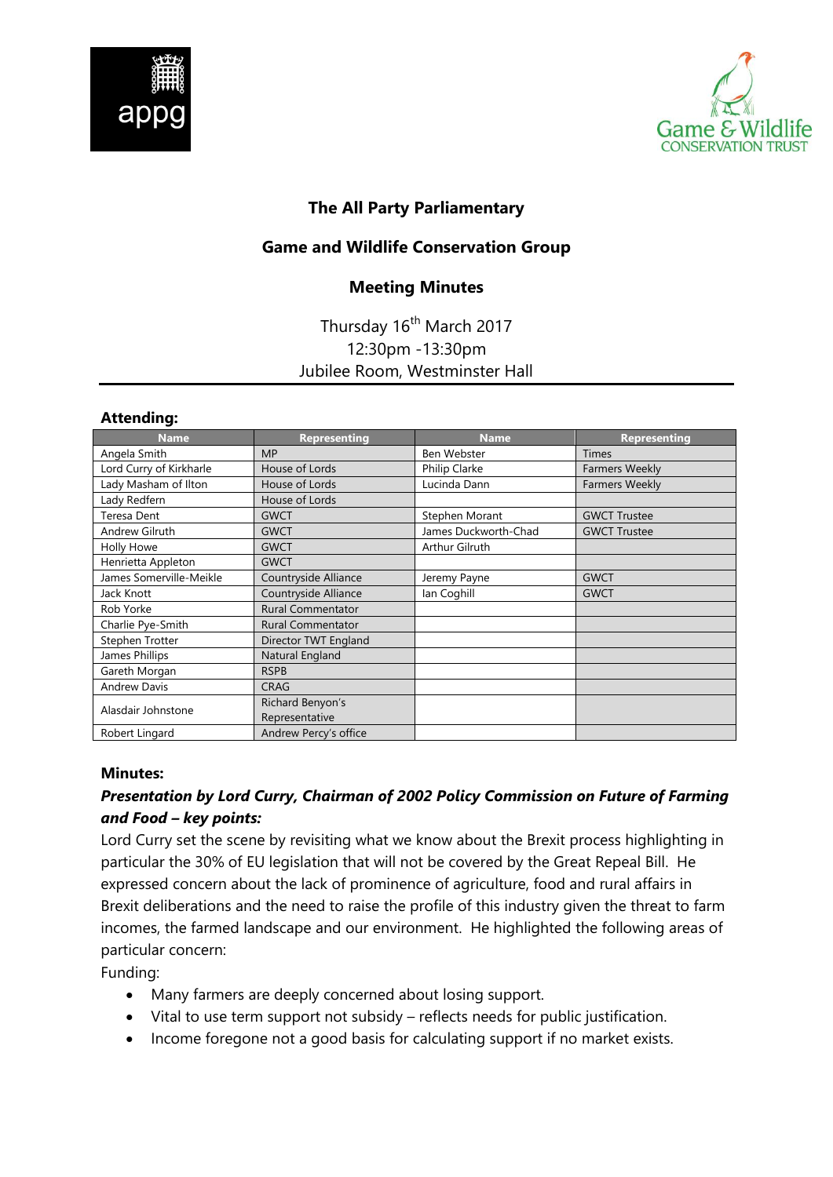appg

Game & Wildlife CONSERVATION TRUST

# The All Party Parliamentary

# Game and Wildlife Conservation Group

# Meeting Minutes

Thursday 16th March 2017
12:30pm -13:30pm
Jubilee Room, Westminster Hall

## Attending:

| Name | Representing | Name | Representing |
|---|---|---|---|
| Angela Smith | MP | Ben Webster | Times |
| Lord Curry of Kirkharle | House of Lords | Philip Clarke | Farmers Weekly |
| Lady Masham of Ilton | House of Lords | Lucinda Dann | Farmers Weekly |
| Lady Redfern | House of Lords | | |
| Teresa Dent | GWCT | Stephen Morant | GWCT Trustee |
| Andrew Gilruth | GWCT | James Duckworth-Chad | GWCT Trustee |
| Holly Howe | GWCT | Arthur Gilruth | |
| Henrietta Appleton | GWCT | | |
| James Somerville-Meikle | Countryside Alliance | Jeremy Payne | GWCT |
| Jack Knott | Countryside Alliance | Ian Coghill | GWCT |
| Rob Yorke | Rural Commentator | | |
| Charlie Pye-Smith | Rural Commentator | | |
| Stephen Trotter | Director TWT England | | |
| James Phillips | Natural England | | |
| Gareth Morgan | RSPB | | |
| Andrew Davis | CRAG | | |
| Alasdair Johnstone | Richard Benyon's Representative | | |
| Robert Lingard | Andrew Percy's office | | |

## Minutes:

***Presentation by Lord Curry, Chairman of 2002 Policy Commission on Future of Farming and Food – key points:***

Lord Curry set the scene by revisiting what we know about the Brexit process highlighting in particular the 30% of EU legislation that will not be covered by the Great Repeal Bill. He expressed concern about the lack of prominence of agriculture, food and rural affairs in Brexit deliberations and the need to raise the profile of this industry given the threat to farm incomes, the farmed landscape and our environment. He highlighted the following areas of particular concern:

Funding:

- Many farmers are deeply concerned about losing support.
- Vital to use term support not subsidy – reflects needs for public justification.
- Income foregone not a good basis for calculating support if no market exists.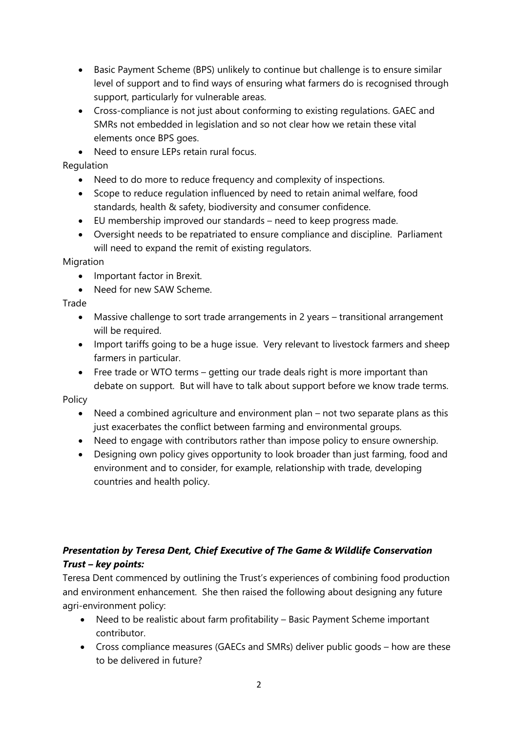- Basic Payment Scheme (BPS) unlikely to continue but challenge is to ensure similar level of support and to find ways of ensuring what farmers do is recognised through support, particularly for vulnerable areas.
- Cross-compliance is not just about conforming to existing regulations. GAEC and SMRs not embedded in legislation and so not clear how we retain these vital elements once BPS goes.
- Need to ensure LEPs retain rural focus.

Regulation

- Need to do more to reduce frequency and complexity of inspections.
- Scope to reduce regulation influenced by need to retain animal welfare, food standards, health & safety, biodiversity and consumer confidence.
- EU membership improved our standards – need to keep progress made.
- Oversight needs to be repatriated to ensure compliance and discipline. Parliament will need to expand the remit of existing regulators.

Migration

- Important factor in Brexit.
- Need for new SAW Scheme.

Trade

- Massive challenge to sort trade arrangements in 2 years – transitional arrangement will be required.
- Import tariffs going to be a huge issue. Very relevant to livestock farmers and sheep farmers in particular.
- Free trade or WTO terms – getting our trade deals right is more important than debate on support. But will have to talk about support before we know trade terms.

Policy

- Need a combined agriculture and environment plan – not two separate plans as this just exacerbates the conflict between farming and environmental groups.
- Need to engage with contributors rather than impose policy to ensure ownership.
- Designing own policy gives opportunity to look broader than just farming, food and environment and to consider, for example, relationship with trade, developing countries and health policy.

***Presentation by Teresa Dent, Chief Executive of The Game & Wildlife Conservation Trust – key points:***

Teresa Dent commenced by outlining the Trust's experiences of combining food production and environment enhancement. She then raised the following about designing any future agri-environment policy:

- Need to be realistic about farm profitability – Basic Payment Scheme important contributor.
- Cross compliance measures (GAECs and SMRs) deliver public goods – how are these to be delivered in future?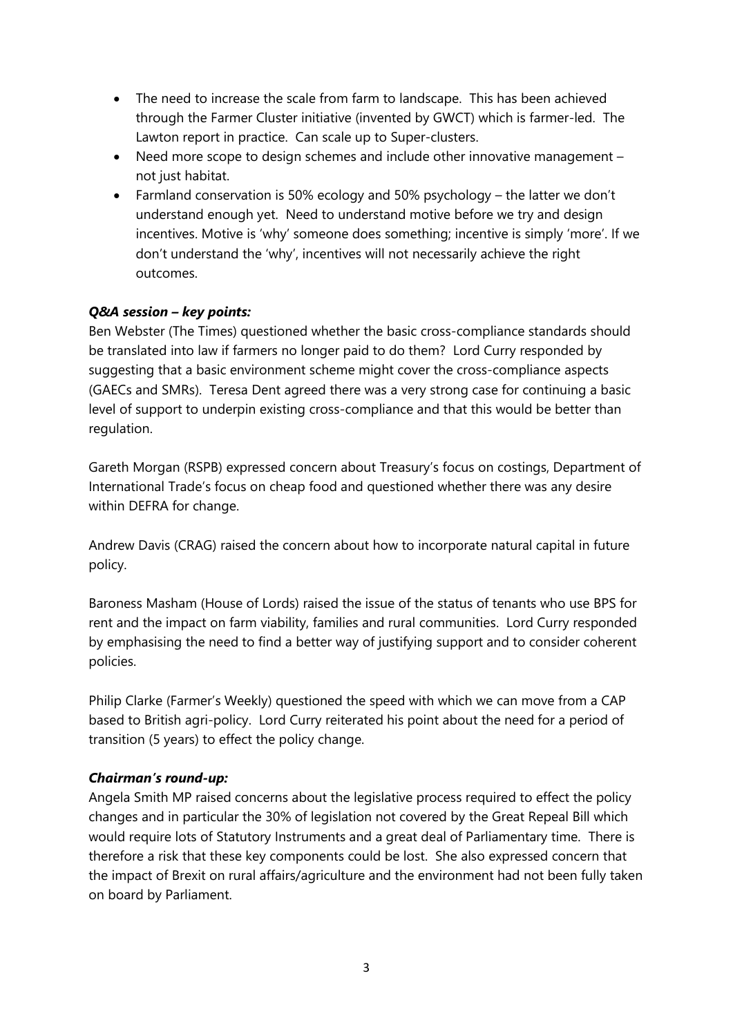- The need to increase the scale from farm to landscape. This has been achieved through the Farmer Cluster initiative (invented by GWCT) which is farmer-led. The Lawton report in practice. Can scale up to Super-clusters.
- Need more scope to design schemes and include other innovative management – not just habitat.
- Farmland conservation is 50% ecology and 50% psychology – the latter we don't understand enough yet. Need to understand motive before we try and design incentives. Motive is 'why' someone does something; incentive is simply 'more'. If we don't understand the 'why', incentives will not necessarily achieve the right outcomes.

***Q&A session – key points:***

Ben Webster (The Times) questioned whether the basic cross-compliance standards should be translated into law if farmers no longer paid to do them? Lord Curry responded by suggesting that a basic environment scheme might cover the cross-compliance aspects (GAECs and SMRs). Teresa Dent agreed there was a very strong case for continuing a basic level of support to underpin existing cross-compliance and that this would be better than regulation.

Gareth Morgan (RSPB) expressed concern about Treasury's focus on costings, Department of International Trade's focus on cheap food and questioned whether there was any desire within DEFRA for change.

Andrew Davis (CRAG) raised the concern about how to incorporate natural capital in future policy.

Baroness Masham (House of Lords) raised the issue of the status of tenants who use BPS for rent and the impact on farm viability, families and rural communities. Lord Curry responded by emphasising the need to find a better way of justifying support and to consider coherent policies.

Philip Clarke (Farmer's Weekly) questioned the speed with which we can move from a CAP based to British agri-policy. Lord Curry reiterated his point about the need for a period of transition (5 years) to effect the policy change.

***Chairman's round-up:***

Angela Smith MP raised concerns about the legislative process required to effect the policy changes and in particular the 30% of legislation not covered by the Great Repeal Bill which would require lots of Statutory Instruments and a great deal of Parliamentary time. There is therefore a risk that these key components could be lost. She also expressed concern that the impact of Brexit on rural affairs/agriculture and the environment had not been fully taken on board by Parliament.